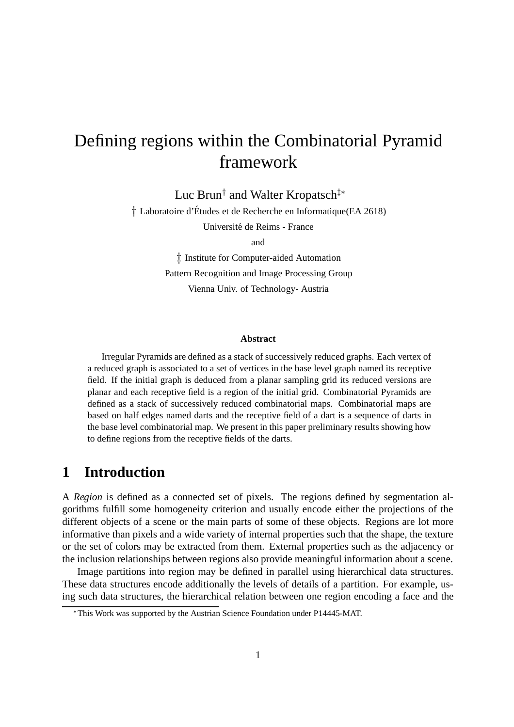# Defining regions within the Combinatorial Pyramid framework

Luc Brun[†] and Walter Kropatsch[‡*]

[†] Laboratoire d'Études et de Recherche en Informatique(EA 2618)

Université de Reims - France

and

[‡] Institute for Computer-aided Automation

Pattern Recognition and Image Processing Group

Vienna Univ. of Technology- Austria

**Abstract**

Irregular Pyramids are defined as a stack of successively reduced graphs. Each vertex of a reduced graph is associated to a set of vertices in the base level graph named its receptive field. If the initial graph is deduced from a planar sampling grid its reduced versions are planar and each receptive field is a region of the initial grid. Combinatorial Pyramids are defined as a stack of successively reduced combinatorial maps. Combinatorial maps are based on half edges named darts and the receptive field of a dart is a sequence of darts in the base level combinatorial map. We present in this paper preliminary results showing how to define regions from the receptive fields of the darts.

## 1 Introduction

A *Region* is defined as a connected set of pixels. The regions defined by segmentation algorithms fulfill some homogeneity criterion and usually encode either the projections of the different objects of a scene or the main parts of some of these objects. Regions are lot more informative than pixels and a wide variety of internal properties such that the shape, the texture or the set of colors may be extracted from them. External properties such as the adjacency or the inclusion relationships between regions also provide meaningful information about a scene.

Image partitions into region may be defined in parallel using hierarchical data structures. These data structures encode additionally the levels of details of a partition. For example, using such data structures, the hierarchical relation between one region encoding a face and the

[*] This Work was supported by the Austrian Science Foundation under P14445-MAT.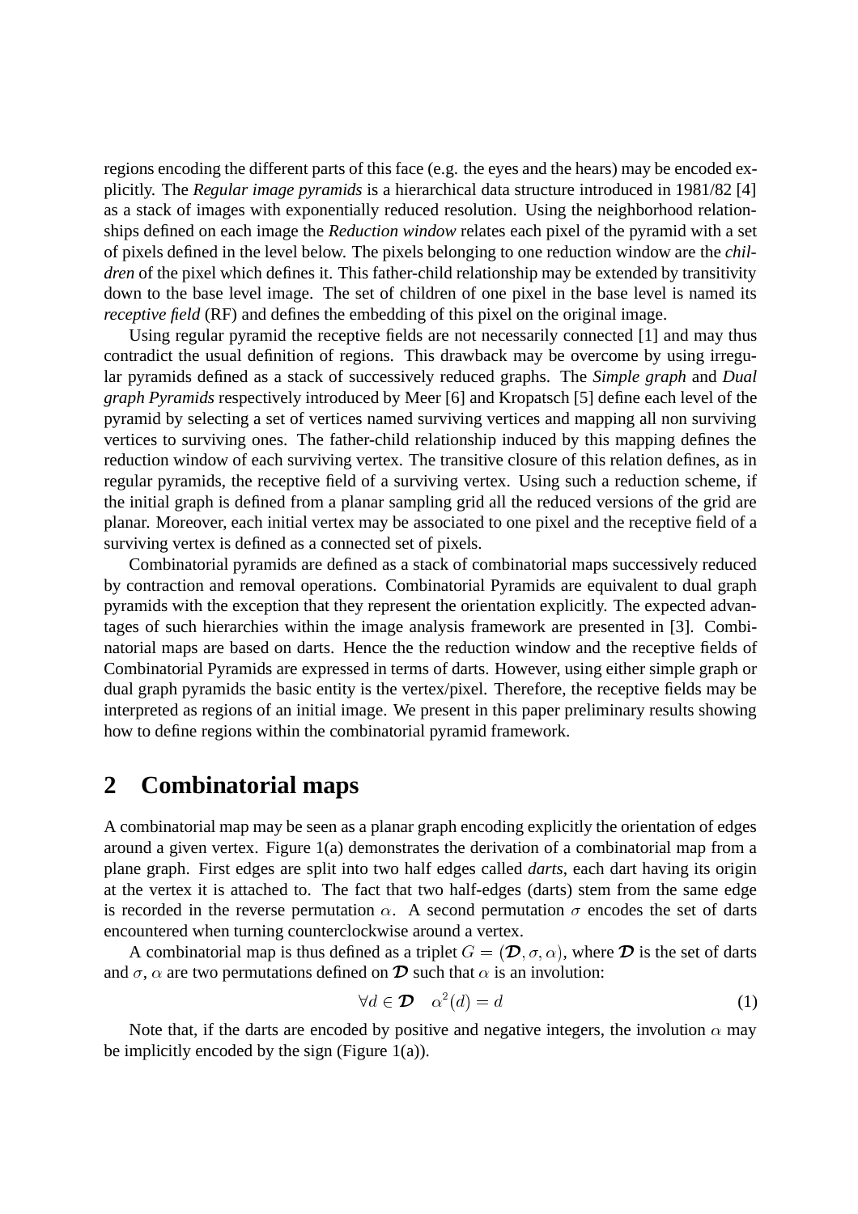regions encoding the different parts of this face (e.g. the eyes and the hears) may be encoded explicitly. The *Regular image pyramids* is a hierarchical data structure introduced in 1981/82 [4] as a stack of images with exponentially reduced resolution. Using the neighborhood relationships defined on each image the *Reduction window* relates each pixel of the pyramid with a set of pixels defined in the level below. The pixels belonging to one reduction window are the *children* of the pixel which defines it. This father-child relationship may be extended by transitivity down to the base level image. The set of children of one pixel in the base level is named its *receptive field* (RF) and defines the embedding of this pixel on the original image.

Using regular pyramid the receptive fields are not necessarily connected [1] and may thus contradict the usual definition of regions. This drawback may be overcome by using irregular pyramids defined as a stack of successively reduced graphs. The *Simple graph* and *Dual graph Pyramids* respectively introduced by Meer [6] and Kropatsch [5] define each level of the pyramid by selecting a set of vertices named surviving vertices and mapping all non surviving vertices to surviving ones. The father-child relationship induced by this mapping defines the reduction window of each surviving vertex. The transitive closure of this relation defines, as in regular pyramids, the receptive field of a surviving vertex. Using such a reduction scheme, if the initial graph is defined from a planar sampling grid all the reduced versions of the grid are planar. Moreover, each initial vertex may be associated to one pixel and the receptive field of a surviving vertex is defined as a connected set of pixels.

Combinatorial pyramids are defined as a stack of combinatorial maps successively reduced by contraction and removal operations. Combinatorial Pyramids are equivalent to dual graph pyramids with the exception that they represent the orientation explicitly. The expected advantages of such hierarchies within the image analysis framework are presented in [3]. Combinatorial maps are based on darts. Hence the the reduction window and the receptive fields of Combinatorial Pyramids are expressed in terms of darts. However, using either simple graph or dual graph pyramids the basic entity is the vertex/pixel. Therefore, the receptive fields may be interpreted as regions of an initial image. We present in this paper preliminary results showing how to define regions within the combinatorial pyramid framework.

## 2 Combinatorial maps

A combinatorial map may be seen as a planar graph encoding explicitly the orientation of edges around a given vertex. Figure 1(a) demonstrates the derivation of a combinatorial map from a plane graph. First edges are split into two half edges called *darts*, each dart having its origin at the vertex it is attached to. The fact that two half-edges (darts) stem from the same edge is recorded in the reverse permutation $\alpha$. A second permutation $\sigma$ encodes the set of darts encountered when turning counterclockwise around a vertex.

A combinatorial map is thus defined as a triplet $G = (\mathcal{D}, \sigma, \alpha)$, where $\mathcal{D}$ is the set of darts and $\sigma$, $\alpha$ are two permutations defined on $\mathcal{D}$ such that $\alpha$ is an involution:

$$\forall d \in \mathcal{D} \quad \alpha^2(d) = d \tag{1}$$

Note that, if the darts are encoded by positive and negative integers, the involution $\alpha$ may be implicitly encoded by the sign (Figure 1(a)).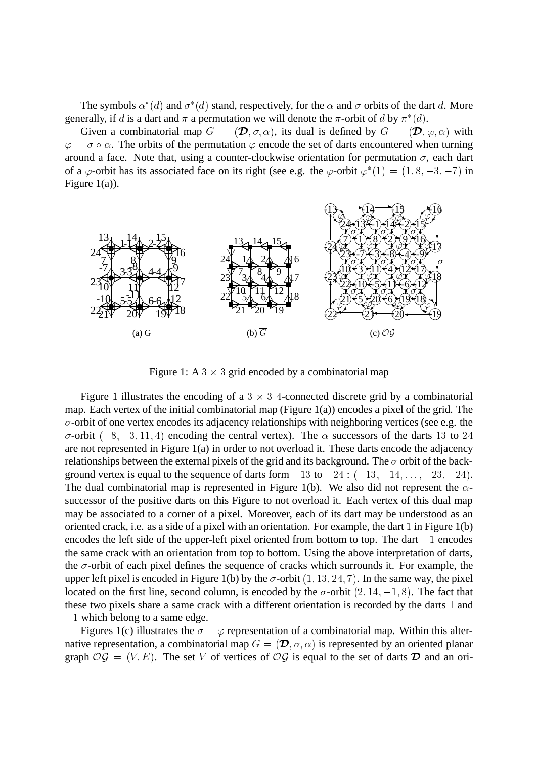The symbols $\alpha^*(d)$ and $\sigma^*(d)$ stand, respectively, for the $\alpha$ and $\sigma$ orbits of the dart $d$. More generally, if $d$ is a dart and $\pi$ a permutation we will denote the $\pi$-orbit of $d$ by $\pi^*(d)$.

Given a combinatorial map $G = (\mathcal{D}, \sigma, \alpha)$, its dual is defined by $\overline{G} = (\mathcal{D}, \varphi, \alpha)$ with $\varphi = \sigma \circ \alpha$. The orbits of the permutation $\varphi$ encode the set of darts encountered when turning around a face. Note that, using a counter-clockwise orientation for permutation $\sigma$, each dart of a $\varphi$-orbit has its associated face on its right (see e.g. the $\varphi$-orbit $\varphi^*(1) = (1, 8, -3, -7)$ in Figure 1(a)).

(a) G (b) $\overline{G}$ (c) $\mathcal{OG}$

Figure 1: A $3 \times 3$ grid encoded by a combinatorial map

Figure 1 illustrates the encoding of a $3 \times 3$ 4-connected discrete grid by a combinatorial map. Each vertex of the initial combinatorial map (Figure 1(a)) encodes a pixel of the grid. The $\sigma$-orbit of one vertex encodes its adjacency relationships with neighboring vertices (see e.g. the $\sigma$-orbit $(-8, -3, 11, 4)$ encoding the central vertex). The $\alpha$ successors of the darts 13 to 24 are not represented in Figure 1(a) in order to not overload it. These darts encode the adjacency relationships between the external pixels of the grid and its background. The $\sigma$ orbit of the background vertex is equal to the sequence of darts form $-13$ to $-24$ : $(-13, -14, \ldots, -23, -24)$. The dual combinatorial map is represented in Figure 1(b). We also did not represent the $\alpha$-successor of the positive darts on this Figure to not overload it. Each vertex of this dual map may be associated to a corner of a pixel. Moreover, each of its dart may be understood as an oriented crack, i.e. as a side of a pixel with an orientation. For example, the dart 1 in Figure 1(b) encodes the left side of the upper-left pixel oriented from bottom to top. The dart $-1$ encodes the same crack with an orientation from top to bottom. Using the above interpretation of darts, the $\sigma$-orbit of each pixel defines the sequence of cracks which surrounds it. For example, the upper left pixel is encoded in Figure 1(b) by the $\sigma$-orbit $(1, 13, 24, 7)$. In the same way, the pixel located on the first line, second column, is encoded by the $\sigma$-orbit $(2, 14, -1, 8)$. The fact that these two pixels share a same crack with a different orientation is recorded by the darts 1 and $-1$ which belong to a same edge.

Figures 1(c) illustrates the $\sigma - \varphi$ representation of a combinatorial map. Within this alternative representation, a combinatorial map $G = (\mathcal{D}, \sigma, \alpha)$ is represented by an oriented planar graph $\mathcal{OG} = (V, E)$. The set $V$ of vertices of $\mathcal{OG}$ is equal to the set of darts $\mathcal{D}$ and an ori-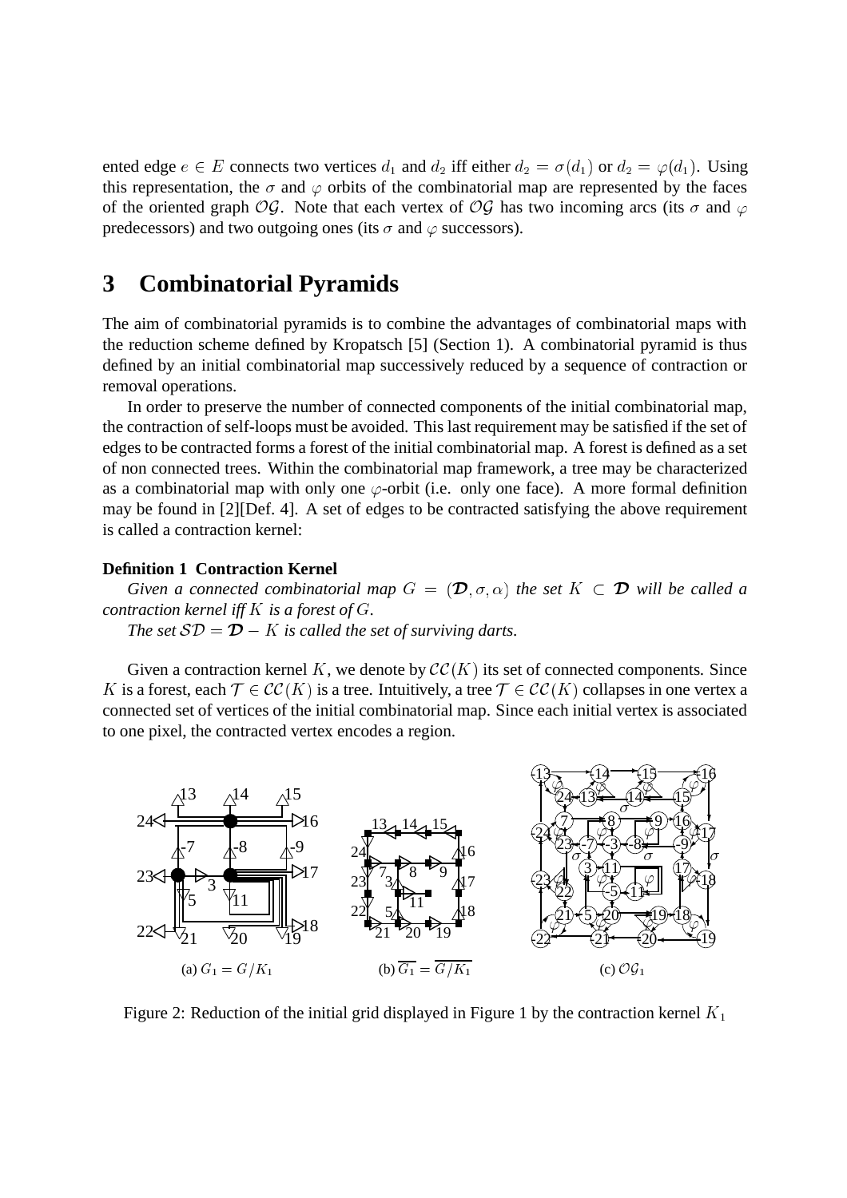ented edge $e \in E$ connects two vertices $d_1$ and $d_2$ iff either $d_2 = \sigma(d_1)$ or $d_2 = \varphi(d_1)$. Using this representation, the $\sigma$ and $\varphi$ orbits of the combinatorial map are represented by the faces of the oriented graph $\mathcal{OG}$. Note that each vertex of $\mathcal{OG}$ has two incoming arcs (its $\sigma$ and $\varphi$ predecessors) and two outgoing ones (its $\sigma$ and $\varphi$ successors).

# 3 Combinatorial Pyramids

The aim of combinatorial pyramids is to combine the advantages of combinatorial maps with the reduction scheme defined by Kropatsch [5] (Section 1). A combinatorial pyramid is thus defined by an initial combinatorial map successively reduced by a sequence of contraction or removal operations.

In order to preserve the number of connected components of the initial combinatorial map, the contraction of self-loops must be avoided. This last requirement may be satisfied if the set of edges to be contracted forms a forest of the initial combinatorial map. A forest is defined as a set of non connected trees. Within the combinatorial map framework, a tree may be characterized as a combinatorial map with only one $\varphi$-orbit (i.e. only one face). A more formal definition may be found in [2][Def. 4]. A set of edges to be contracted satisfying the above requirement is called a contraction kernel:

**Definition 1 Contraction Kernel**

*Given a connected combinatorial map $G = (\mathcal{D}, \sigma, \alpha)$ the set $K \subset \mathcal{D}$ will be called a contraction kernel iff $K$ is a forest of $G$.*

*The set $\mathcal{SD} = \mathcal{D} - K$ is called the set of surviving darts.*

Given a contraction kernel $K$, we denote by $\mathcal{CC}(K)$ its set of connected components. Since $K$ is a forest, each $\mathcal{T} \in \mathcal{CC}(K)$ is a tree. Intuitively, a tree $\mathcal{T} \in \mathcal{CC}(K)$ collapses in one vertex a connected set of vertices of the initial combinatorial map. Since each initial vertex is associated to one pixel, the contracted vertex encodes a region.

(a) $G_1 = G/K_1$ (b) $\overline{G_1} = \overline{G/K_1}$ (c) $\mathcal{OG}_1$

Figure 2: Reduction of the initial grid displayed in Figure 1 by the contraction kernel $K_1$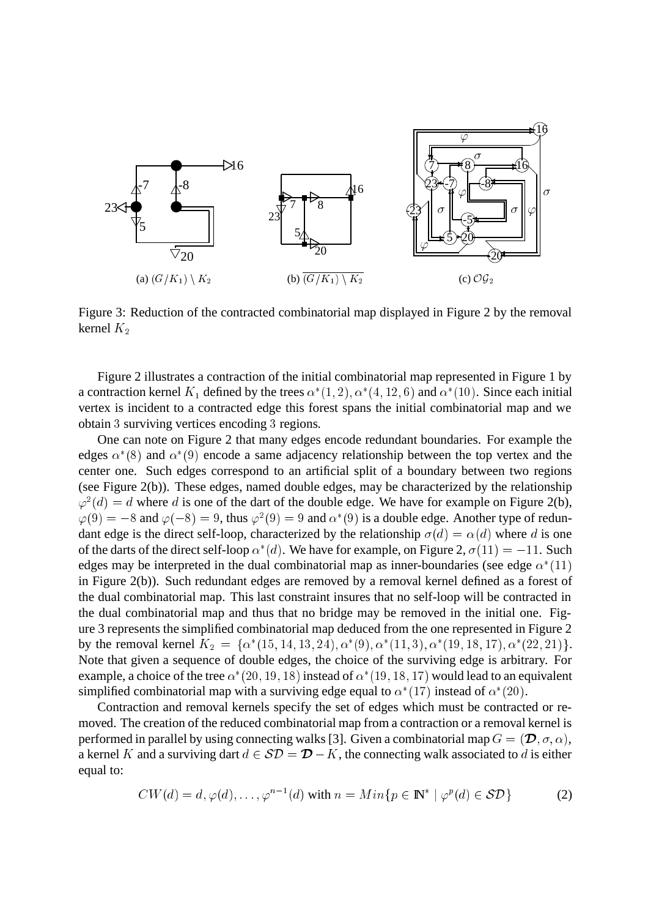(a) $(G/K_1) \setminus K_2$

(b) $\overline{(G/K_1) \setminus K_2}$

(c) $\mathcal{OG}_2$

Figure 3: Reduction of the contracted combinatorial map displayed in Figure 2 by the removal kernel $K_2$

Figure 2 illustrates a contraction of the initial combinatorial map represented in Figure 1 by a contraction kernel $K_1$ defined by the trees $\alpha^*(1,2), \alpha^*(4,12,6)$ and $\alpha^*(10)$. Since each initial vertex is incident to a contracted edge this forest spans the initial combinatorial map and we obtain $3$ surviving vertices encoding $3$ regions.

One can note on Figure 2 that many edges encode redundant boundaries. For example the edges $\alpha^*(8)$ and $\alpha^*(9)$ encode a same adjacency relationship between the top vertex and the center one. Such edges correspond to an artificial split of a boundary between two regions (see Figure 2(b)). These edges, named double edges, may be characterized by the relationship $\varphi^2(d) = d$ where $d$ is one of the dart of the double edge. We have for example on Figure 2(b), $\varphi(9) = -8$ and $\varphi(-8) = 9$, thus $\varphi^2(9) = 9$ and $\alpha^*(9)$ is a double edge. Another type of redundant edge is the direct self-loop, characterized by the relationship $\sigma(d) = \alpha(d)$ where $d$ is one of the darts of the direct self-loop $\alpha^*(d)$. We have for example, on Figure 2, $\sigma(11) = -11$. Such edges may be interpreted in the dual combinatorial map as inner-boundaries (see edge $\alpha^*(11)$ in Figure 2(b)). Such redundant edges are removed by a removal kernel defined as a forest of the dual combinatorial map. This last constraint insures that no self-loop will be contracted in the dual combinatorial map and thus that no bridge may be removed in the initial one. Figure 3 represents the simplified combinatorial map deduced from the one represented in Figure 2 by the removal kernel $K_2 = \{\alpha^*(15,14,13,24), \alpha^*(9), \alpha^*(11,3), \alpha^*(19,18,17), \alpha^*(22,21)\}$. Note that given a sequence of double edges, the choice of the surviving edge is arbitrary. For example, a choice of the tree $\alpha^*(20,19,18)$ instead of $\alpha^*(19,18,17)$ would lead to an equivalent simplified combinatorial map with a surviving edge equal to $\alpha^*(17)$ instead of $\alpha^*(20)$.

Contraction and removal kernels specify the set of edges which must be contracted or removed. The creation of the reduced combinatorial map from a contraction or a removal kernel is performed in parallel by using connecting walks [3]. Given a combinatorial map $G = (\mathcal{D}, \sigma, \alpha)$, a kernel $K$ and a surviving dart $d \in \mathcal{SD} = \mathcal{D} - K$, the connecting walk associated to $d$ is either equal to:

$$CW(d) = d, \varphi(d), \ldots, \varphi^{n-1}(d) \text{ with } n = Min\{p \in \mathbb{N}^* \mid \varphi^p(d) \in \mathcal{SD}\} \tag{2}$$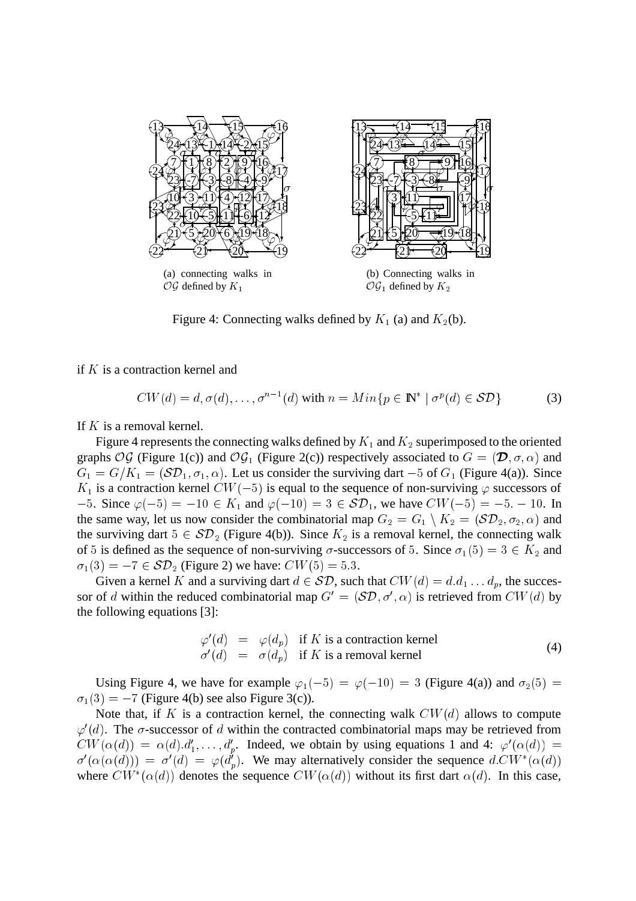(a) connecting walks in $\mathcal{OG}$ defined by $K_1$

(b) Connecting walks in $\mathcal{OG}_1$ defined by $K_2$

Figure 4: Connecting walks defined by $K_1$ (a) and $K_2$(b).

if $K$ is a contraction kernel and

$$CW(d) = d, \sigma(d), \ldots, \sigma^{n-1}(d) \text{ with } n = Min\{p \in \mathbb{N}^* \mid \sigma^p(d) \in \mathcal{SD}\} \tag{3}$$

If $K$ is a removal kernel.

Figure 4 represents the connecting walks defined by $K_1$ and $K_2$ superimposed to the oriented graphs $\mathcal{OG}$ (Figure 1(c)) and $\mathcal{OG}_1$ (Figure 2(c)) respectively associated to $G = (\mathcal{D}, \sigma, \alpha)$ and $G_1 = G/K_1 = (\mathcal{SD}_1, \sigma_1, \alpha)$. Let us consider the surviving dart $-5$ of $G_1$ (Figure 4(a)). Since $K_1$ is a contraction kernel $CW(-5)$ is equal to the sequence of non-surviving $\varphi$ successors of $-5$. Since $\varphi(-5) = -10 \in K_1$ and $\varphi(-10) = 3 \in \mathcal{SD}_1$, we have $CW(-5) = -5. -10$. In the same way, let us now consider the combinatorial map $G_2 = G_1 \setminus K_2 = (\mathcal{SD}_2, \sigma_2, \alpha)$ and the surviving dart $5 \in \mathcal{SD}_2$ (Figure 4(b)). Since $K_2$ is a removal kernel, the connecting walk of $5$ is defined as the sequence of non-surviving $\sigma$-successors of $5$. Since $\sigma_1(5) = 3 \in K_2$ and $\sigma_1(3) = -7 \in \mathcal{SD}_2$ (Figure 2) we have: $CW(5) = 5.3$.

Given a kernel $K$ and a surviving dart $d \in \mathcal{SD}$, such that $CW(d) = d.d_1 \ldots d_p$, the successor of $d$ within the reduced combinatorial map $G' = (\mathcal{SD}, \sigma', \alpha)$ is retrieved from $CW(d)$ by the following equations [3]:

$$\begin{array}{lcll} \varphi'(d) & = & \varphi(d_p) & \text{if } K \text{ is a contraction kernel} \\ \sigma'(d) & = & \sigma(d_p) & \text{if } K \text{ is a removal kernel} \end{array} \tag{4}$$

Using Figure 4, we have for example $\varphi_1(-5) = \varphi(-10) = 3$ (Figure 4(a)) and $\sigma_2(5) = \sigma_1(3) = -7$ (Figure 4(b) see also Figure 3(c)).

Note that, if $K$ is a contraction kernel, the connecting walk $CW(d)$ allows to compute $\varphi'(d)$. The $\sigma$-successor of $d$ within the contracted combinatorial maps may be retrieved from $CW(\alpha(d)) = \alpha(d).d'_1, \ldots, d'_p$. Indeed, we obtain by using equations 1 and 4: $\varphi'(\alpha(d)) = \sigma'(\alpha(\alpha(d))) = \sigma'(d) = \varphi(d'_p)$. We may alternatively consider the sequence $d.CW^*(\alpha(d))$ where $CW^*(\alpha(d))$ denotes the sequence $CW(\alpha(d))$ without its first dart $\alpha(d)$. In this case,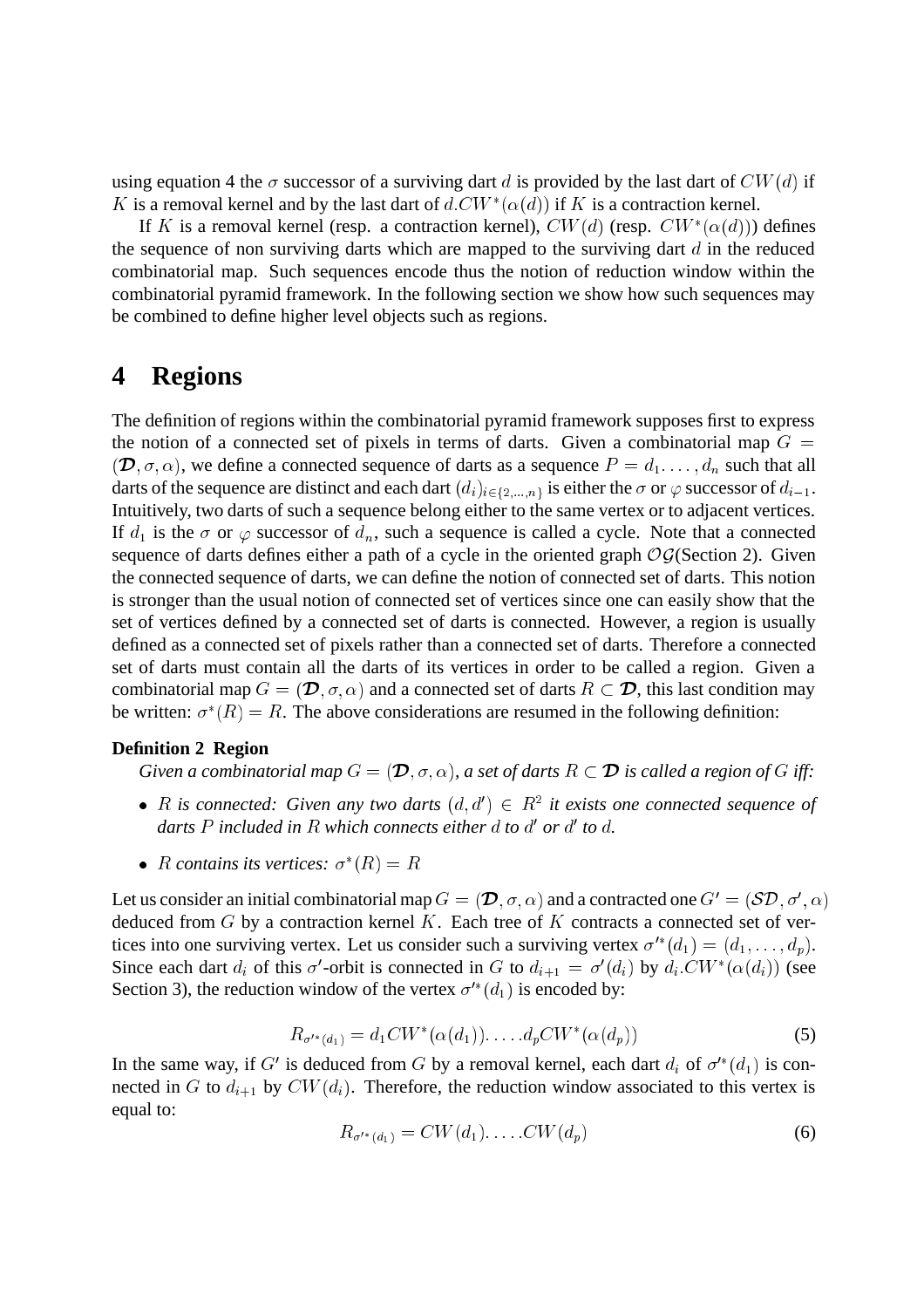using equation 4 the $\sigma$ successor of a surviving dart $d$ is provided by the last dart of $CW(d)$ if $K$ is a removal kernel and by the last dart of $d.CW^*(\alpha(d))$ if $K$ is a contraction kernel.

If $K$ is a removal kernel (resp. a contraction kernel), $CW(d)$ (resp. $CW^*(\alpha(d))$) defines the sequence of non surviving darts which are mapped to the surviving dart $d$ in the reduced combinatorial map. Such sequences encode thus the notion of reduction window within the combinatorial pyramid framework. In the following section we show how such sequences may be combined to define higher level objects such as regions.

# 4 Regions

The definition of regions within the combinatorial pyramid framework supposes first to express the notion of a connected set of pixels in terms of darts. Given a combinatorial map $G = (\mathcal{D}, \sigma, \alpha)$, we define a connected sequence of darts as a sequence $P = d_1. \dots, d_n$ such that all darts of the sequence are distinct and each dart $(d_i)_{i \in \{2,\dots,n\}}$ is either the $\sigma$ or $\varphi$ successor of $d_{i-1}$. Intuitively, two darts of such a sequence belong either to the same vertex or to adjacent vertices. If $d_1$ is the $\sigma$ or $\varphi$ successor of $d_n$, such a sequence is called a cycle. Note that a connected sequence of darts defines either a path of a cycle in the oriented graph $\mathcal{OG}$(Section 2). Given the connected sequence of darts, we can define the notion of connected set of darts. This notion is stronger than the usual notion of connected set of vertices since one can easily show that the set of vertices defined by a connected set of darts is connected. However, a region is usually defined as a connected set of pixels rather than a connected set of darts. Therefore a connected set of darts must contain all the darts of its vertices in order to be called a region. Given a combinatorial map $G = (\mathcal{D}, \sigma, \alpha)$ and a connected set of darts $R \subset \mathcal{D}$, this last condition may be written: $\sigma^*(R) = R$. The above considerations are resumed in the following definition:

**Definition 2 Region**

*Given a combinatorial map $G = (\mathcal{D}, \sigma, \alpha)$, a set of darts $R \subset \mathcal{D}$ is called a region of $G$ iff:*

- *$R$ is connected: Given any two darts $(d, d') \in R^2$ it exists one connected sequence of darts $P$ included in $R$ which connects either $d$ to $d'$ or $d'$ to $d$.*
- *$R$ contains its vertices: $\sigma^*(R) = R$*

Let us consider an initial combinatorial map $G = (\mathcal{D}, \sigma, \alpha)$ and a contracted one $G' = (\mathcal{SD}, \sigma', \alpha)$ deduced from $G$ by a contraction kernel $K$. Each tree of $K$ contracts a connected set of vertices into one surviving vertex. Let us consider such a surviving vertex $\sigma'^*(d_1) = (d_1, \dots, d_p)$. Since each dart $d_i$ of this $\sigma'$-orbit is connected in $G$ to $d_{i+1} = \sigma'(d_i)$ by $d_i.CW^*(\alpha(d_i))$ (see Section 3), the reduction window of the vertex $\sigma'^*(d_1)$ is encoded by:

$$R_{\sigma'^*(d_1)} = d_1 CW^*(\alpha(d_1)). \dots .d_p CW^*(\alpha(d_p)) \tag{5}$$

In the same way, if $G'$ is deduced from $G$ by a removal kernel, each dart $d_i$ of $\sigma'^*(d_1)$ is connected in $G$ to $d_{i+1}$ by $CW(d_i)$. Therefore, the reduction window associated to this vertex is equal to:

$$R_{\sigma'^*(d_1)} = CW(d_1). \dots .CW(d_p) \tag{6}$$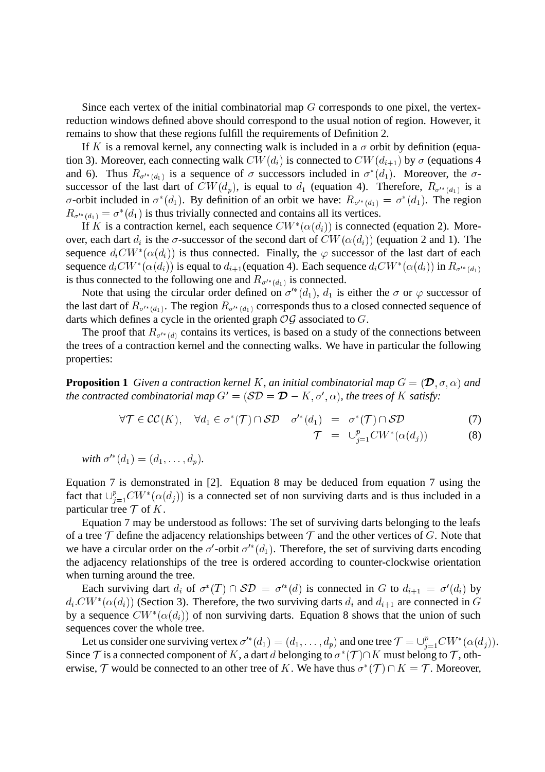Since each vertex of the initial combinatorial map $G$ corresponds to one pixel, the vertex-reduction windows defined above should correspond to the usual notion of region. However, it remains to show that these regions fulfill the requirements of Definition 2.

If $K$ is a removal kernel, any connecting walk is included in a $\sigma$ orbit by definition (equation 3). Moreover, each connecting walk $CW(d_i)$ is connected to $CW(d_{i+1})$ by $\sigma$ (equations 4 and 6). Thus $R_{\sigma'^*(d_1)}$ is a sequence of $\sigma$ successors included in $\sigma^*(d_1)$. Moreover, the $\sigma$-successor of the last dart of $CW(d_p)$, is equal to $d_1$ (equation 4). Therefore, $R_{\sigma'^*(d_1)}$ is a $\sigma$-orbit included in $\sigma^*(d_1)$. By definition of an orbit we have: $R_{\sigma'^*(d_1)} = \sigma^*(d_1)$. The region $R_{\sigma'^*(d_1)} = \sigma^*(d_1)$ is thus trivially connected and contains all its vertices.

If $K$ is a contraction kernel, each sequence $CW^*(\alpha(d_i))$ is connected (equation 2). Moreover, each dart $d_i$ is the $\sigma$-successor of the second dart of $CW(\alpha(d_i))$ (equation 2 and 1). The sequence $d_i CW^*(\alpha(d_i))$ is thus connected. Finally, the $\varphi$ successor of the last dart of each sequence $d_i CW^*(\alpha(d_i))$ is equal to $d_{i+1}$(equation 4). Each sequence $d_i CW^*(\alpha(d_i))$ in $R_{\sigma'^*(d_1)}$ is thus connected to the following one and $R_{\sigma'^*(d_1)}$ is connected.

Note that using the circular order defined on $\sigma'^*(d_1)$, $d_1$ is either the $\sigma$ or $\varphi$ successor of the last dart of $R_{\sigma'^*(d_1)}$. The region $R_{\sigma'^*(d_1)}$ corresponds thus to a closed connected sequence of darts which defines a cycle in the oriented graph $\mathcal{OG}$ associated to $G$.

The proof that $R_{\sigma'^*(d)}$ contains its vertices, is based on a study of the connections between the trees of a contraction kernel and the connecting walks. We have in particular the following properties:

**Proposition 1** *Given a contraction kernel $K$, an initial combinatorial map $G = (\mathcal{D}, \sigma, \alpha)$ and the contracted combinatorial map $G' = (\mathcal{SD} = \mathcal{D} - K, \sigma', \alpha)$, the trees of $K$ satisfy:*

$$\forall \mathcal{T} \in \mathcal{CC}(K), \quad \forall d_1 \in \sigma^*(\mathcal{T}) \cap \mathcal{SD} \quad \sigma'^*(d_1) = \sigma^*(\mathcal{T}) \cap \mathcal{SD} \tag{7}$$

$$\mathcal{T} = \cup_{j=1}^{p} CW^*(\alpha(d_j)) \tag{8}$$

*with $\sigma'^*(d_1) = (d_1, \ldots, d_p)$.*

Equation 7 is demonstrated in [2]. Equation 8 may be deduced from equation 7 using the fact that $\cup_{j=1}^{p} CW^*(\alpha(d_j))$ is a connected set of non surviving darts and is thus included in a particular tree $\mathcal{T}$ of $K$.

Equation 7 may be understood as follows: The set of surviving darts belonging to the leafs of a tree $\mathcal{T}$ define the adjacency relationships between $\mathcal{T}$ and the other vertices of $G$. Note that we have a circular order on the $\sigma'$-orbit $\sigma'^*(d_1)$. Therefore, the set of surviving darts encoding the adjacency relationships of the tree is ordered according to counter-clockwise orientation when turning around the tree.

Each surviving dart $d_i$ of $\sigma^*(T) \cap \mathcal{SD} = \sigma'^*(d)$ is connected in $G$ to $d_{i+1} = \sigma'(d_i)$ by $d_i.CW^*(\alpha(d_i))$ (Section 3). Therefore, the two surviving darts $d_i$ and $d_{i+1}$ are connected in $G$ by a sequence $CW^*(\alpha(d_i))$ of non surviving darts. Equation 8 shows that the union of such sequences cover the whole tree.

Let us consider one surviving vertex $\sigma'^*(d_1) = (d_1, \ldots, d_p)$ and one tree $\mathcal{T} = \cup_{j=1}^{p} CW^*(\alpha(d_j))$. Since $\mathcal{T}$ is a connected component of $K$, a dart $d$ belonging to $\sigma^*(\mathcal{T}) \cap K$ must belong to $\mathcal{T}$, otherwise, $\mathcal{T}$ would be connected to an other tree of $K$. We have thus $\sigma^*(\mathcal{T}) \cap K = \mathcal{T}$. Moreover,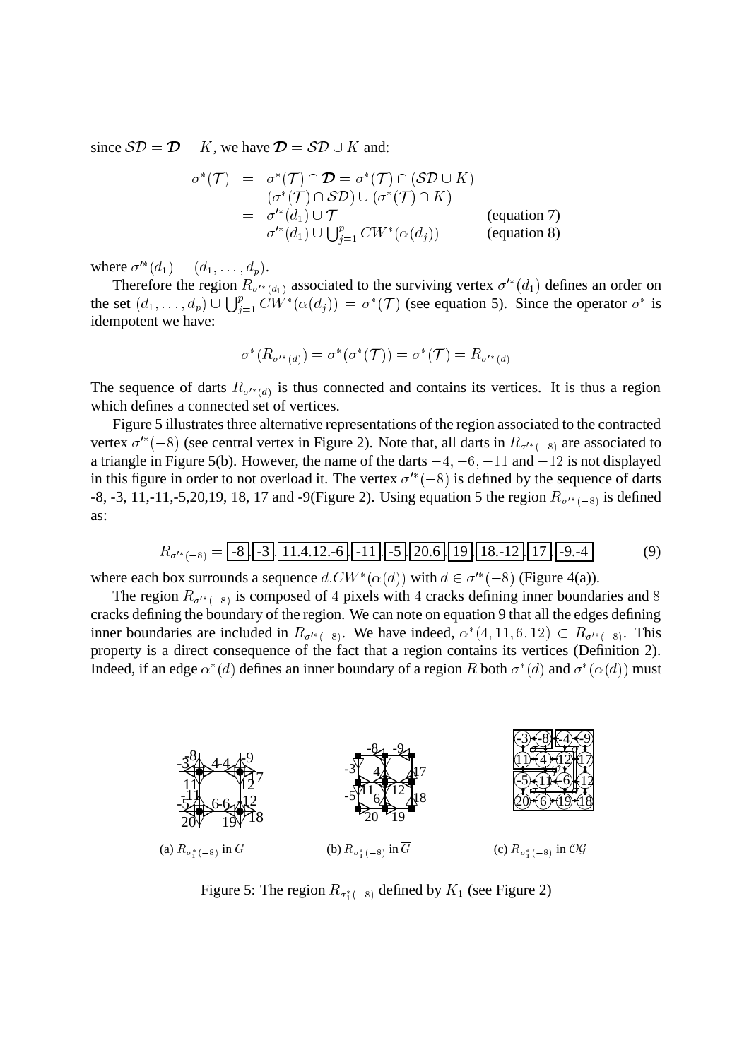since $\mathcal{SD} = \boldsymbol{\mathcal{D}} - K$, we have $\boldsymbol{\mathcal{D}} = \mathcal{SD} \cup K$ and:

$$
\begin{array}{rcll}
\sigma^*(\mathcal{T}) & = & \sigma^*(\mathcal{T}) \cap \boldsymbol{\mathcal{D}} = \sigma^*(\mathcal{T}) \cap (\mathcal{SD} \cup K) & \\
& = & (\sigma^*(\mathcal{T}) \cap \mathcal{SD}) \cup (\sigma^*(\mathcal{T}) \cap K) & \\
& = & \sigma'^*(d_1) \cup \mathcal{T} & \text{(equation 7)} \\
& = & \sigma'^*(d_1) \cup \bigcup_{j=1}^{p} CW^*(\alpha(d_j)) & \text{(equation 8)}
\end{array}
$$

where $\sigma'^*(d_1) = (d_1, \ldots, d_p)$.

Therefore the region $R_{\sigma'^*(d_1)}$ associated to the surviving vertex $\sigma'^*(d_1)$ defines an order on the set $(d_1, \ldots, d_p) \cup \bigcup_{j=1}^{p} CW^*(\alpha(d_j)) = \sigma^*(\mathcal{T})$ (see equation 5). Since the operator $\sigma^*$ is idempotent we have:

$$\sigma^*(R_{\sigma'^*(d)}) = \sigma^*(\sigma^*(\mathcal{T})) = \sigma^*(\mathcal{T}) = R_{\sigma'^*(d)}$$

The sequence of darts $R_{\sigma'^*(d)}$ is thus connected and contains its vertices. It is thus a region which defines a connected set of vertices.

Figure 5 illustrates three alternative representations of the region associated to the contracted vertex $\sigma'^*(-8)$ (see central vertex in Figure 2). Note that, all darts in $R_{\sigma'^*(-8)}$ are associated to a triangle in Figure 5(b). However, the name of the darts $-4, -6, -11$ and $-12$ is not displayed in this figure in order to not overload it. The vertex $\sigma'^*(-8)$ is defined by the sequence of darts -8, -3, 11,-11,-5,20,19, 18, 17 and -9(Figure 2). Using equation 5 the region $R_{\sigma'^*(-8)}$ is defined as:

$$R_{\sigma'^*(-8)} = \boxed{-8}.\boxed{-3}.\boxed{11.4.12.-6}.\boxed{-11}.\boxed{-5}.\boxed{20.6}.\boxed{19}.\boxed{18.-12}.\boxed{17}.\boxed{-9.-4} \quad (9)$$

where each box surrounds a sequence $d.CW^*(\alpha(d))$ with $d \in \sigma'^*(-8)$ (Figure 4(a)).

The region $R_{\sigma'^*(-8)}$ is composed of $4$ pixels with $4$ cracks defining inner boundaries and $8$ cracks defining the boundary of the region. We can note on equation 9 that all the edges defining inner boundaries are included in $R_{\sigma'^*(-8)}$. We have indeed, $\alpha^*(4, 11, 6, 12) \subset R_{\sigma'^*(-8)}$. This property is a direct consequence of the fact that a region contains its vertices (Definition 2). Indeed, if an edge $\alpha^*(d)$ defines an inner boundary of a region $R$ both $\sigma^*(d)$ and $\sigma^*(\alpha(d))$ must

(a) $R_{\sigma_1^*(-8)}$ in $G$ (b) $R_{\sigma_1^*(-8)}$ in $\overline{G}$ (c) $R_{\sigma_1^*(-8)}$ in $\mathcal{OG}$

Figure 5: The region $R_{\sigma_1^*(-8)}$ defined by $K_1$ (see Figure 2)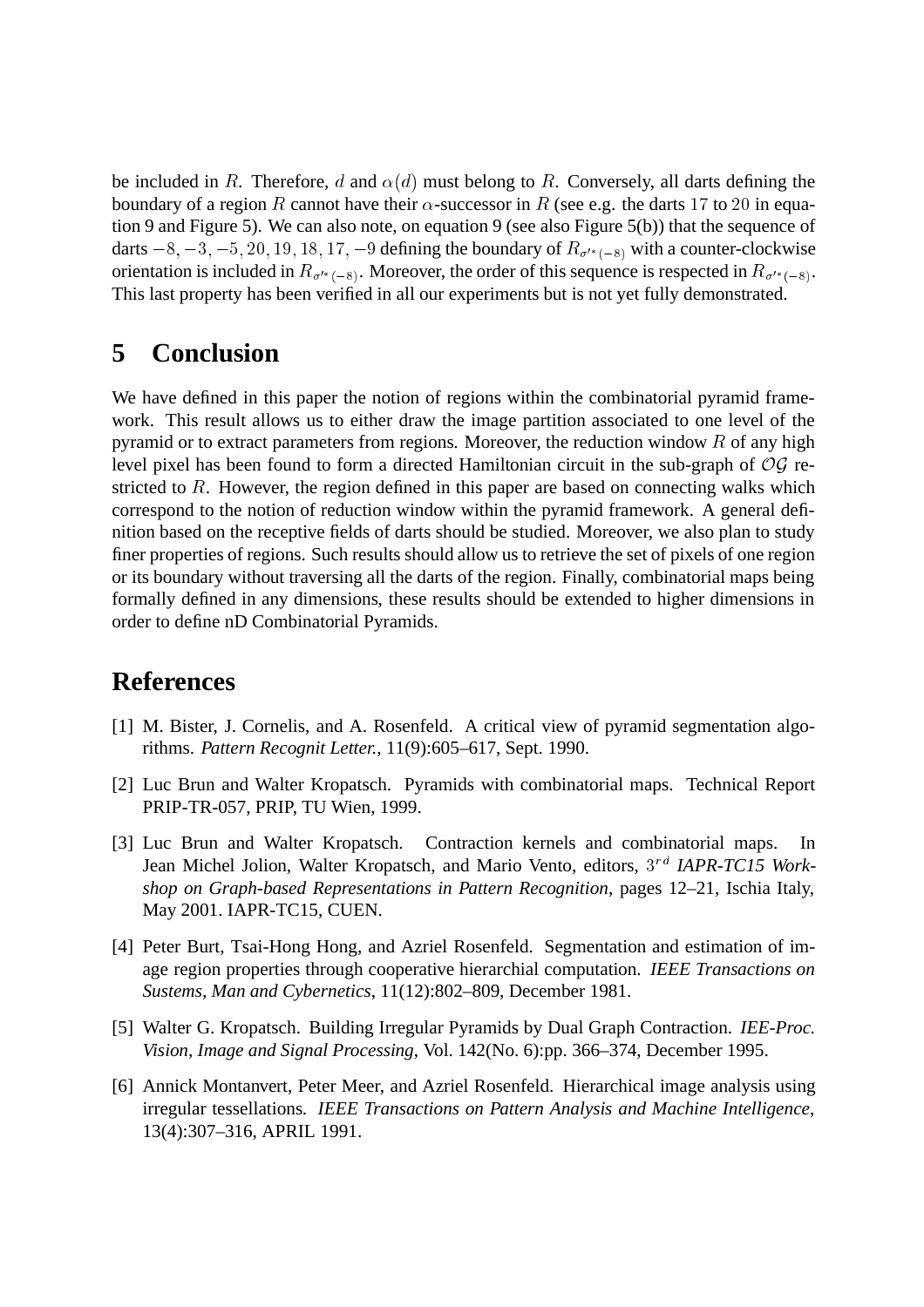be included in $R$. Therefore, $d$ and $\alpha(d)$ must belong to $R$. Conversely, all darts defining the boundary of a region $R$ cannot have their $\alpha$-successor in $R$ (see e.g. the darts $17$ to $20$ in equation 9 and Figure 5). We can also note, on equation 9 (see also Figure 5(b)) that the sequence of darts $-8, -3, -5, 20, 19, 18, 17, -9$ defining the boundary of $R_{\sigma'^*(-8)}$ with a counter-clockwise orientation is included in $R_{\sigma'^*(-8)}$. Moreover, the order of this sequence is respected in $R_{\sigma'^*(-8)}$. This last property has been verified in all our experiments but is not yet fully demonstrated.

## 5 Conclusion

We have defined in this paper the notion of regions within the combinatorial pyramid framework. This result allows us to either draw the image partition associated to one level of the pyramid or to extract parameters from regions. Moreover, the reduction window $R$ of any high level pixel has been found to form a directed Hamiltonian circuit in the sub-graph of $\mathcal{OG}$ restricted to $R$. However, the region defined in this paper are based on connecting walks which correspond to the notion of reduction window within the pyramid framework. A general definition based on the receptive fields of darts should be studied. Moreover, we also plan to study finer properties of regions. Such results should allow us to retrieve the set of pixels of one region or its boundary without traversing all the darts of the region. Finally, combinatorial maps being formally defined in any dimensions, these results should be extended to higher dimensions in order to define nD Combinatorial Pyramids.

## References

[1] M. Bister, J. Cornelis, and A. Rosenfeld. A critical view of pyramid segmentation algorithms. *Pattern Recognit Letter.*, 11(9):605–617, Sept. 1990.

[2] Luc Brun and Walter Kropatsch. Pyramids with combinatorial maps. Technical Report PRIP-TR-057, PRIP, TU Wien, 1999.

[3] Luc Brun and Walter Kropatsch. Contraction kernels and combinatorial maps. In Jean Michel Jolion, Walter Kropatsch, and Mario Vento, editors, $3^{rd}$ *IAPR-TC15 Workshop on Graph-based Representations in Pattern Recognition*, pages 12–21, Ischia Italy, May 2001. IAPR-TC15, CUEN.

[4] Peter Burt, Tsai-Hong Hong, and Azriel Rosenfeld. Segmentation and estimation of image region properties through cooperative hierarchial computation. *IEEE Transactions on Sustems, Man and Cybernetics*, 11(12):802–809, December 1981.

[5] Walter G. Kropatsch. Building Irregular Pyramids by Dual Graph Contraction. *IEE-Proc. Vision, Image and Signal Processing*, Vol. 142(No. 6):pp. 366–374, December 1995.

[6] Annick Montanvert, Peter Meer, and Azriel Rosenfeld. Hierarchical image analysis using irregular tessellations. *IEEE Transactions on Pattern Analysis and Machine Intelligence*, 13(4):307–316, APRIL 1991.